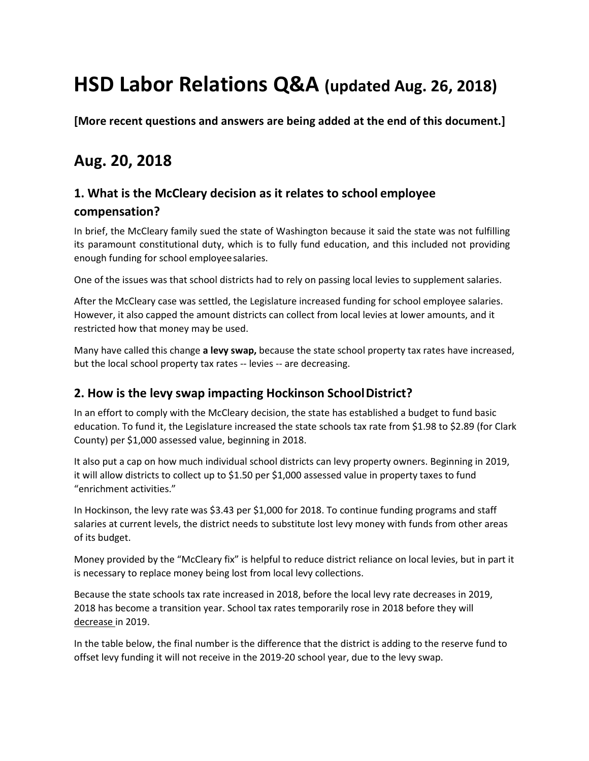# HSD Labor Relations Q&A (updated Aug. 26, 2018)

**[More recent questions and answers are being added at the end of this document.]**

## Aug. 20, 2018

### 1. What is the McCleary decision as it relates to school employee compensation?

In brief, the McCleary family sued the state of Washington because it said the state was not fulfilling its paramount constitutional duty, which is to fully fund education, and this included not providing enough funding for school employee salaries.

One of the issues was that school districts had to rely on passing local levies to supplement salaries.

After the McCleary case was settled, the Legislature increased funding for school employee salaries. However, it also capped the amount districts can collect from local levies at lower amounts, and it restricted how that money may be used.

Many have called this change **a levy swap,** because the state school property tax rates have increased, but the local school property tax rates -- levies -- are decreasing.

### 2. How is the levy swap impacting Hockinson School District?

In an effort to comply with the McCleary decision, the state has established a budget to fund basic education. To fund it, the Legislature increased the state schools tax rate from $1.98 to $2.89 (for Clark County) per $1,000 assessed value, beginning in 2018.

It also put a cap on how much individual school districts can levy property owners. Beginning in 2019, it will allow districts to collect up to $1.50 per $1,000 assessed value in property taxes to fund "enrichment activities."

In Hockinson, the levy rate was $3.43 per $1,000 for 2018. To continue funding programs and staff salaries at current levels, the district needs to substitute lost levy money with funds from other areas of its budget.

Money provided by the "McCleary fix" is helpful to reduce district reliance on local levies, but in part it is necessary to replace money being lost from local levy collections.

Because the state schools tax rate increased in 2018, before the local levy rate decreases in 2019, 2018 has become a transition year. School tax rates temporarily rose in 2018 before they will decrease in 2019.

In the table below, the final number is the difference that the district is adding to the reserve fund to offset levy funding it will not receive in the 2019-20 school year, due to the levy swap.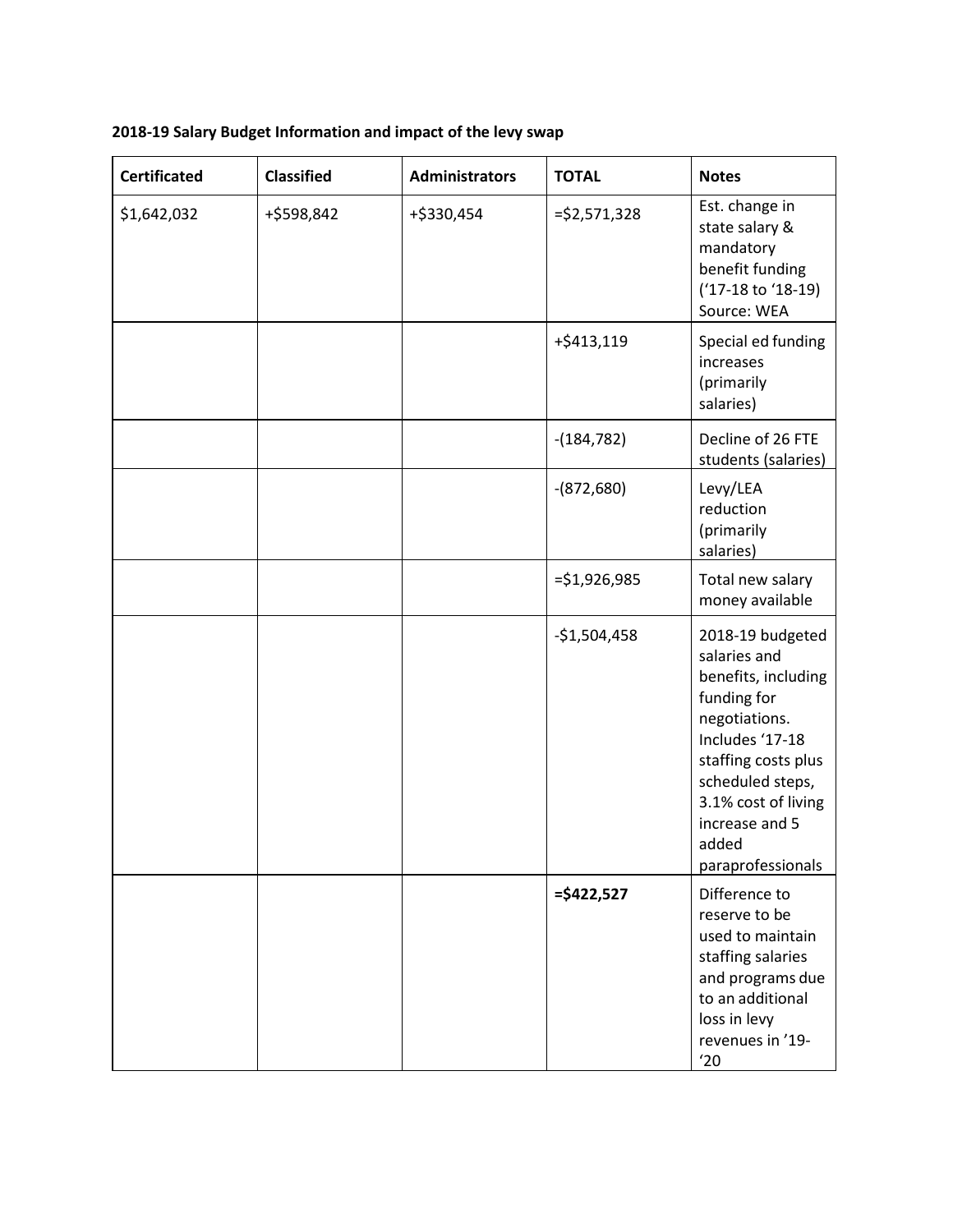**2018-19 Salary Budget Information and impact of the levy swap**

| Certificated | Classified | Administrators | TOTAL | Notes |
|---|---|---|---|---|
| $1,642,032 | +$598,842 | +$330,454 | =$2,571,328 | Est. change in state salary & mandatory benefit funding ('17-18 to '18-19) Source: WEA |
| | | | +$413,119 | Special ed funding increases (primarily salaries) |
| | | | -(184,782) | Decline of 26 FTE students (salaries) |
| | | | -(872,680) | Levy/LEA reduction (primarily salaries) |
| | | | =$1,926,985 | Total new salary money available |
| | | | -$1,504,458 | 2018-19 budgeted salaries and benefits, including funding for negotiations. Includes '17-18 staffing costs plus scheduled steps, 3.1% cost of living increase and 5 added paraprofessionals |
| | | | **=$422,527** | Difference to reserve to be used to maintain staffing salaries and programs due to an additional loss in levy revenues in '19-'20 |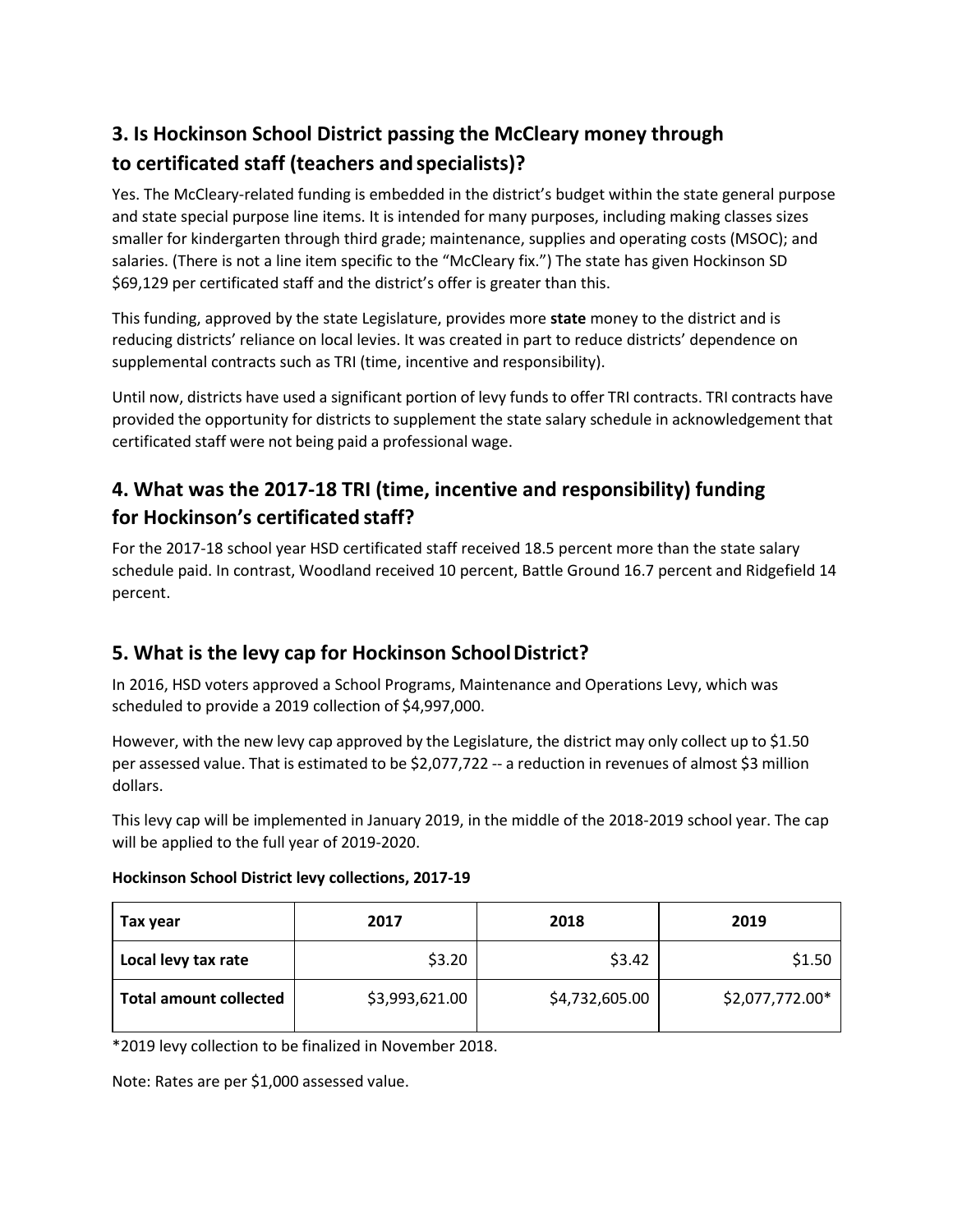## 3. Is Hockinson School District passing the McCleary money through to certificated staff (teachers and specialists)?

Yes. The McCleary-related funding is embedded in the district's budget within the state general purpose and state special purpose line items. It is intended for many purposes, including making classes sizes smaller for kindergarten through third grade; maintenance, supplies and operating costs (MSOC); and salaries. (There is not a line item specific to the "McCleary fix.") The state has given Hockinson SD $69,129 per certificated staff and the district's offer is greater than this.

This funding, approved by the state Legislature, provides more **state** money to the district and is reducing districts' reliance on local levies. It was created in part to reduce districts' dependence on supplemental contracts such as TRI (time, incentive and responsibility).

Until now, districts have used a significant portion of levy funds to offer TRI contracts. TRI contracts have provided the opportunity for districts to supplement the state salary schedule in acknowledgement that certificated staff were not being paid a professional wage.

## 4. What was the 2017-18 TRI (time, incentive and responsibility) funding for Hockinson's certificated staff?

For the 2017-18 school year HSD certificated staff received 18.5 percent more than the state salary schedule paid. In contrast, Woodland received 10 percent, Battle Ground 16.7 percent and Ridgefield 14 percent.

## 5. What is the levy cap for Hockinson School District?

In 2016, HSD voters approved a School Programs, Maintenance and Operations Levy, which was scheduled to provide a 2019 collection of $4,997,000.

However, with the new levy cap approved by the Legislature, the district may only collect up to $1.50 per assessed value. That is estimated to be $2,077,722 -- a reduction in revenues of almost $3 million dollars.

This levy cap will be implemented in January 2019, in the middle of the 2018-2019 school year. The cap will be applied to the full year of 2019-2020.

**Hockinson School District levy collections, 2017-19**

| Tax year | 2017 | 2018 | 2019 |
|---|---|---|---|
| **Local levy tax rate** | $3.20 | $3.42 | $1.50 |
| **Total amount collected** | $3,993,621.00 | $4,732,605.00 | $2,077,772.00* |

*2019 levy collection to be finalized in November 2018.

Note: Rates are per $1,000 assessed value.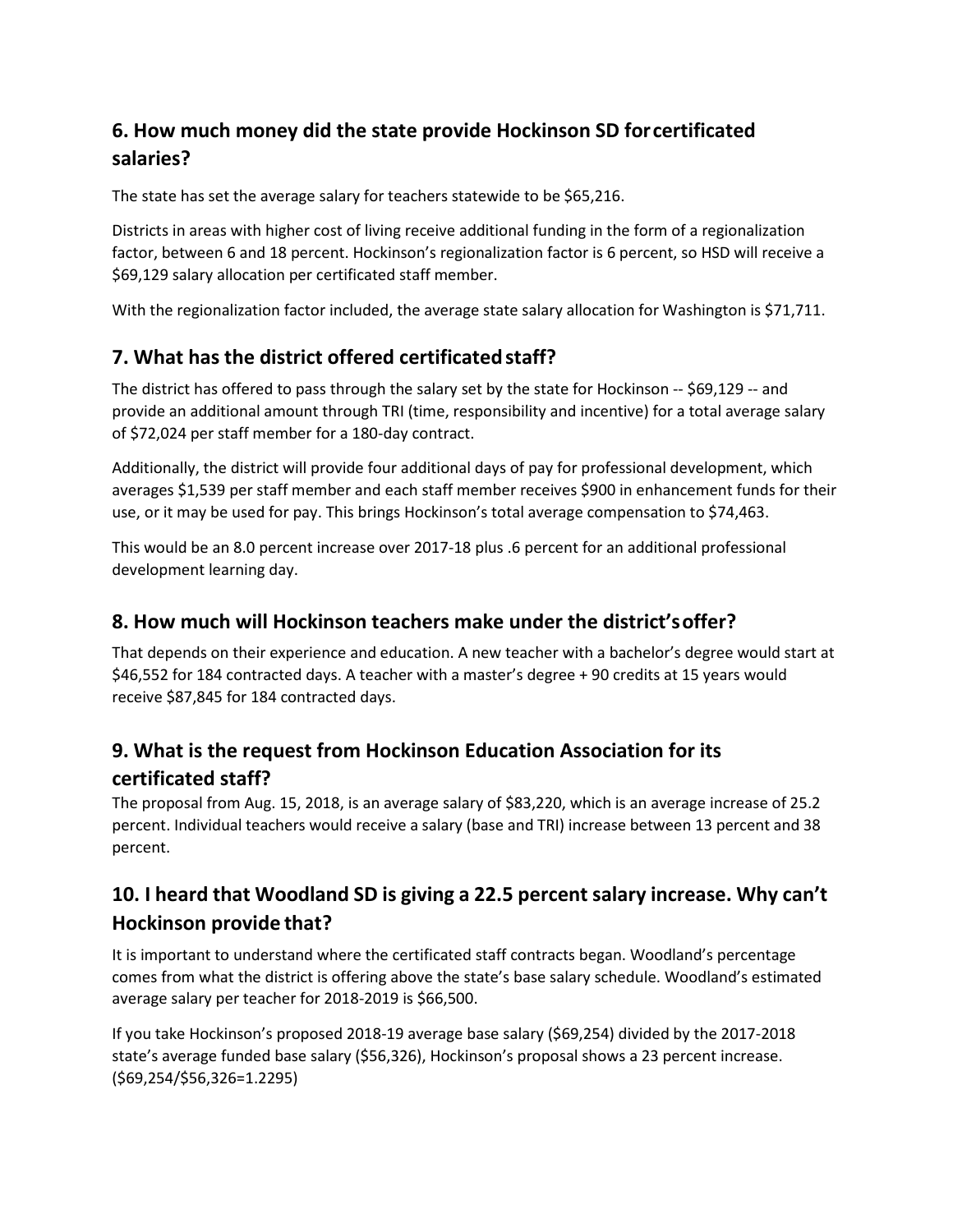## 6. How much money did the state provide Hockinson SD for certificated salaries?

The state has set the average salary for teachers statewide to be $65,216.

Districts in areas with higher cost of living receive additional funding in the form of a regionalization factor, between 6 and 18 percent. Hockinson's regionalization factor is 6 percent, so HSD will receive a $69,129 salary allocation per certificated staff member.

With the regionalization factor included, the average state salary allocation for Washington is $71,711.

## 7. What has the district offered certificated staff?

The district has offered to pass through the salary set by the state for Hockinson -- $69,129 -- and provide an additional amount through TRI (time, responsibility and incentive) for a total average salary of $72,024 per staff member for a 180-day contract.

Additionally, the district will provide four additional days of pay for professional development, which averages $1,539 per staff member and each staff member receives $900 in enhancement funds for their use, or it may be used for pay. This brings Hockinson's total average compensation to $74,463.

This would be an 8.0 percent increase over 2017-18 plus .6 percent for an additional professional development learning day.

## 8. How much will Hockinson teachers make under the district's offer?

That depends on their experience and education. A new teacher with a bachelor's degree would start at $46,552 for 184 contracted days. A teacher with a master's degree + 90 credits at 15 years would receive $87,845 for 184 contracted days.

## 9. What is the request from Hockinson Education Association for its certificated staff?

The proposal from Aug. 15, 2018, is an average salary of $83,220, which is an average increase of 25.2 percent. Individual teachers would receive a salary (base and TRI) increase between 13 percent and 38 percent.

## 10. I heard that Woodland SD is giving a 22.5 percent salary increase. Why can't Hockinson provide that?

It is important to understand where the certificated staff contracts began. Woodland's percentage comes from what the district is offering above the state's base salary schedule. Woodland's estimated average salary per teacher for 2018-2019 is $66,500.

If you take Hockinson's proposed 2018-19 average base salary ($69,254) divided by the 2017-2018 state's average funded base salary ($56,326), Hockinson's proposal shows a 23 percent increase. ($69,254/$56,326=1.2295)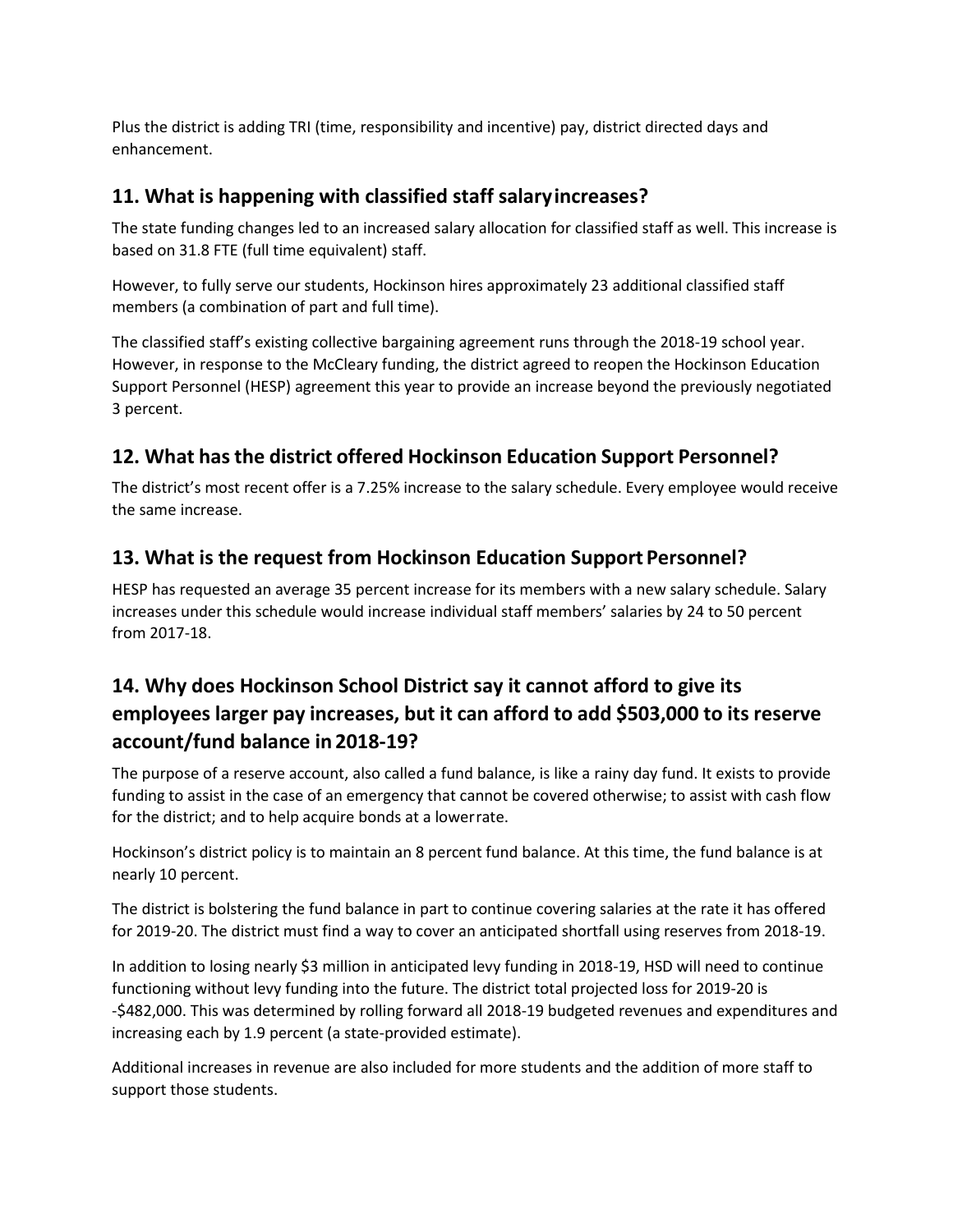Plus the district is adding TRI (time, responsibility and incentive) pay, district directed days and enhancement.

## 11. What is happening with classified staff salary increases?

The state funding changes led to an increased salary allocation for classified staff as well. This increase is based on 31.8 FTE (full time equivalent) staff.

However, to fully serve our students, Hockinson hires approximately 23 additional classified staff members (a combination of part and full time).

The classified staff's existing collective bargaining agreement runs through the 2018-19 school year. However, in response to the McCleary funding, the district agreed to reopen the Hockinson Education Support Personnel (HESP) agreement this year to provide an increase beyond the previously negotiated 3 percent.

## 12. What has the district offered Hockinson Education Support Personnel?

The district's most recent offer is a 7.25% increase to the salary schedule. Every employee would receive the same increase.

## 13. What is the request from Hockinson Education Support Personnel?

HESP has requested an average 35 percent increase for its members with a new salary schedule. Salary increases under this schedule would increase individual staff members' salaries by 24 to 50 percent from 2017-18.

## 14. Why does Hockinson School District say it cannot afford to give its employees larger pay increases, but it can afford to add $503,000 to its reserve account/fund balance in 2018-19?

The purpose of a reserve account, also called a fund balance, is like a rainy day fund. It exists to provide funding to assist in the case of an emergency that cannot be covered otherwise; to assist with cash flow for the district; and to help acquire bonds at a lower rate.

Hockinson's district policy is to maintain an 8 percent fund balance. At this time, the fund balance is at nearly 10 percent.

The district is bolstering the fund balance in part to continue covering salaries at the rate it has offered for 2019-20. The district must find a way to cover an anticipated shortfall using reserves from 2018-19.

In addition to losing nearly $3 million in anticipated levy funding in 2018-19, HSD will need to continue functioning without levy funding into the future. The district total projected loss for 2019-20 is -$482,000. This was determined by rolling forward all 2018-19 budgeted revenues and expenditures and increasing each by 1.9 percent (a state-provided estimate).

Additional increases in revenue are also included for more students and the addition of more staff to support those students.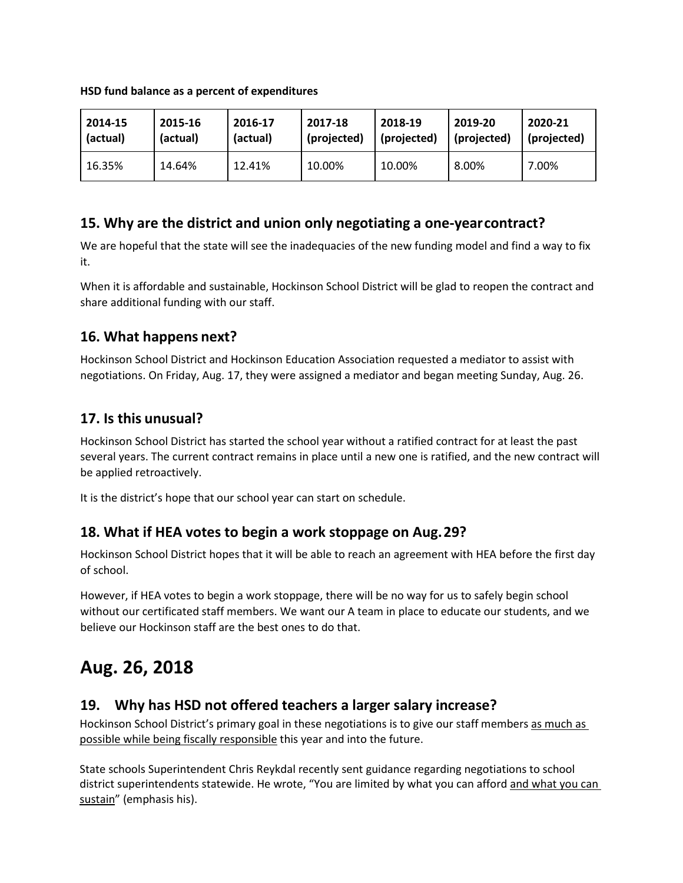**HSD fund balance as a percent of expenditures**

| 2014-15 (actual) | 2015-16 (actual) | 2016-17 (actual) | 2017-18 (projected) | 2018-19 (projected) | 2019-20 (projected) | 2020-21 (projected) |
|---|---|---|---|---|---|---|
| 16.35% | 14.64% | 12.41% | 10.00% | 10.00% | 8.00% | 7.00% |

## 15. Why are the district and union only negotiating a one-year contract?

We are hopeful that the state will see the inadequacies of the new funding model and find a way to fix it.

When it is affordable and sustainable, Hockinson School District will be glad to reopen the contract and share additional funding with our staff.

## 16. What happens next?

Hockinson School District and Hockinson Education Association requested a mediator to assist with negotiations. On Friday, Aug. 17, they were assigned a mediator and began meeting Sunday, Aug. 26.

## 17. Is this unusual?

Hockinson School District has started the school year without a ratified contract for at least the past several years. The current contract remains in place until a new one is ratified, and the new contract will be applied retroactively.

It is the district's hope that our school year can start on schedule.

## 18. What if HEA votes to begin a work stoppage on Aug. 29?

Hockinson School District hopes that it will be able to reach an agreement with HEA before the first day of school.

However, if HEA votes to begin a work stoppage, there will be no way for us to safely begin school without our certificated staff members. We want our A team in place to educate our students, and we believe our Hockinson staff are the best ones to do that.

# Aug. 26, 2018

## 19. Why has HSD not offered teachers a larger salary increase?

Hockinson School District's primary goal in these negotiations is to give our staff members <u>as much as possible while being fiscally responsible</u> this year and into the future.

State schools Superintendent Chris Reykdal recently sent guidance regarding negotiations to school district superintendents statewide. He wrote, "You are limited by what you can afford <u>and what you can sustain</u>" (emphasis his).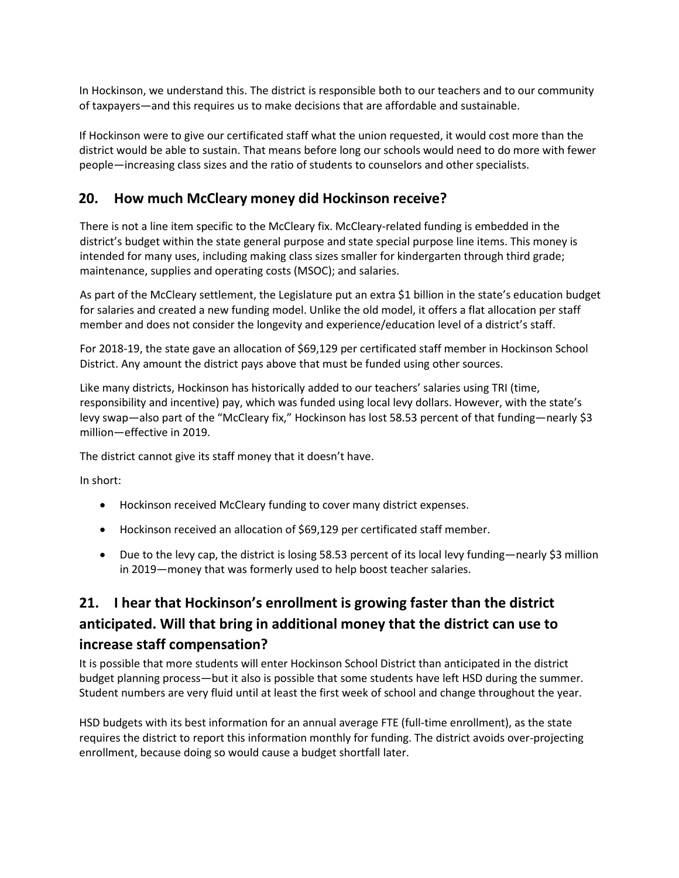In Hockinson, we understand this. The district is responsible both to our teachers and to our community of taxpayers—and this requires us to make decisions that are affordable and sustainable.

If Hockinson were to give our certificated staff what the union requested, it would cost more than the district would be able to sustain. That means before long our schools would need to do more with fewer people—increasing class sizes and the ratio of students to counselors and other specialists.

## 20. How much McCleary money did Hockinson receive?

There is not a line item specific to the McCleary fix. McCleary-related funding is embedded in the district's budget within the state general purpose and state special purpose line items. This money is intended for many uses, including making class sizes smaller for kindergarten through third grade; maintenance, supplies and operating costs (MSOC); and salaries.

As part of the McCleary settlement, the Legislature put an extra $1 billion in the state's education budget for salaries and created a new funding model. Unlike the old model, it offers a flat allocation per staff member and does not consider the longevity and experience/education level of a district's staff.

For 2018-19, the state gave an allocation of $69,129 per certificated staff member in Hockinson School District. Any amount the district pays above that must be funded using other sources.

Like many districts, Hockinson has historically added to our teachers' salaries using TRI (time, responsibility and incentive) pay, which was funded using local levy dollars. However, with the state's levy swap—also part of the "McCleary fix," Hockinson has lost 58.53 percent of that funding—nearly $3 million—effective in 2019.

The district cannot give its staff money that it doesn't have.

In short:

- Hockinson received McCleary funding to cover many district expenses.
- Hockinson received an allocation of $69,129 per certificated staff member.
- Due to the levy cap, the district is losing 58.53 percent of its local levy funding—nearly $3 million in 2019—money that was formerly used to help boost teacher salaries.

## 21. I hear that Hockinson's enrollment is growing faster than the district anticipated. Will that bring in additional money that the district can use to increase staff compensation?

It is possible that more students will enter Hockinson School District than anticipated in the district budget planning process—but it also is possible that some students have left HSD during the summer. Student numbers are very fluid until at least the first week of school and change throughout the year.

HSD budgets with its best information for an annual average FTE (full-time enrollment), as the state requires the district to report this information monthly for funding. The district avoids over-projecting enrollment, because doing so would cause a budget shortfall later.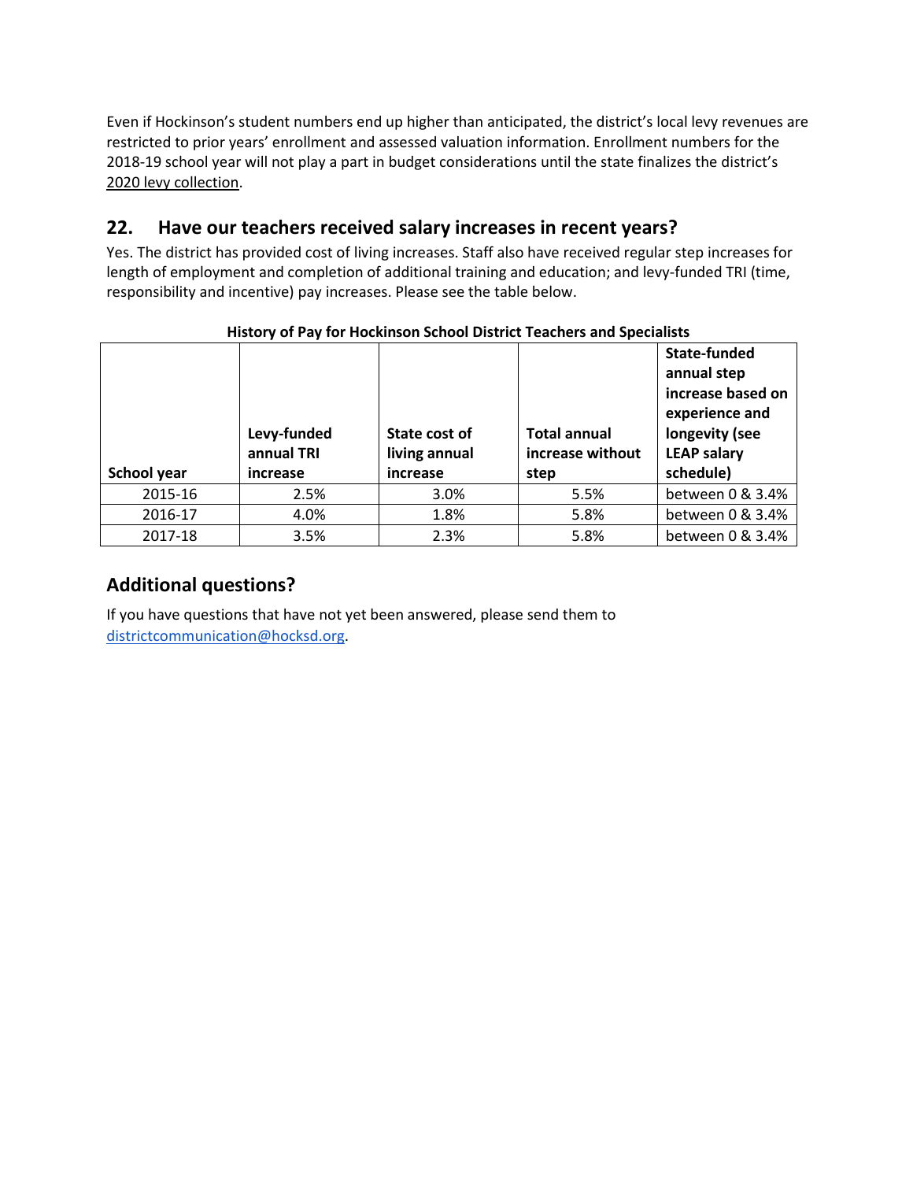Even if Hockinson's student numbers end up higher than anticipated, the district's local levy revenues are restricted to prior years' enrollment and assessed valuation information. Enrollment numbers for the 2018-19 school year will not play a part in budget considerations until the state finalizes the district's 2020 levy collection.

## 22. Have our teachers received salary increases in recent years?

Yes. The district has provided cost of living increases. Staff also have received regular step increases for length of employment and completion of additional training and education; and levy-funded TRI (time, responsibility and incentive) pay increases. Please see the table below.

**History of Pay for Hockinson School District Teachers and Specialists**

| School year | Levy-funded annual TRI increase | State cost of living annual increase | Total annual increase without step | State-funded annual step increase based on experience and longevity (see LEAP salary schedule) |
|---|---|---|---|---|
| 2015-16 | 2.5% | 3.0% | 5.5% | between 0 & 3.4% |
| 2016-17 | 4.0% | 1.8% | 5.8% | between 0 & 3.4% |
| 2017-18 | 3.5% | 2.3% | 5.8% | between 0 & 3.4% |

## Additional questions?

If you have questions that have not yet been answered, please send them to districtcommunication@hocksd.org.